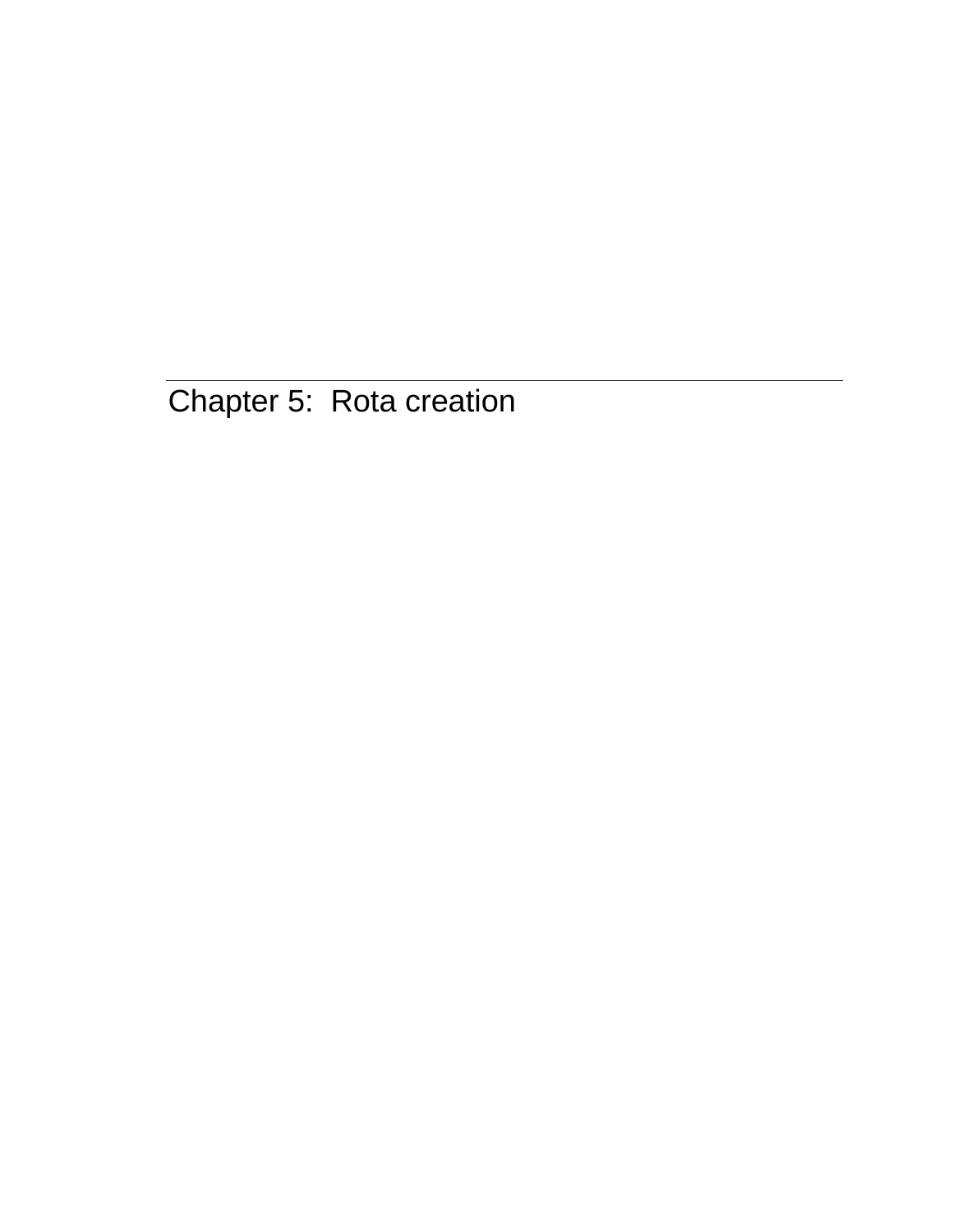# Chapter 5: Rota creation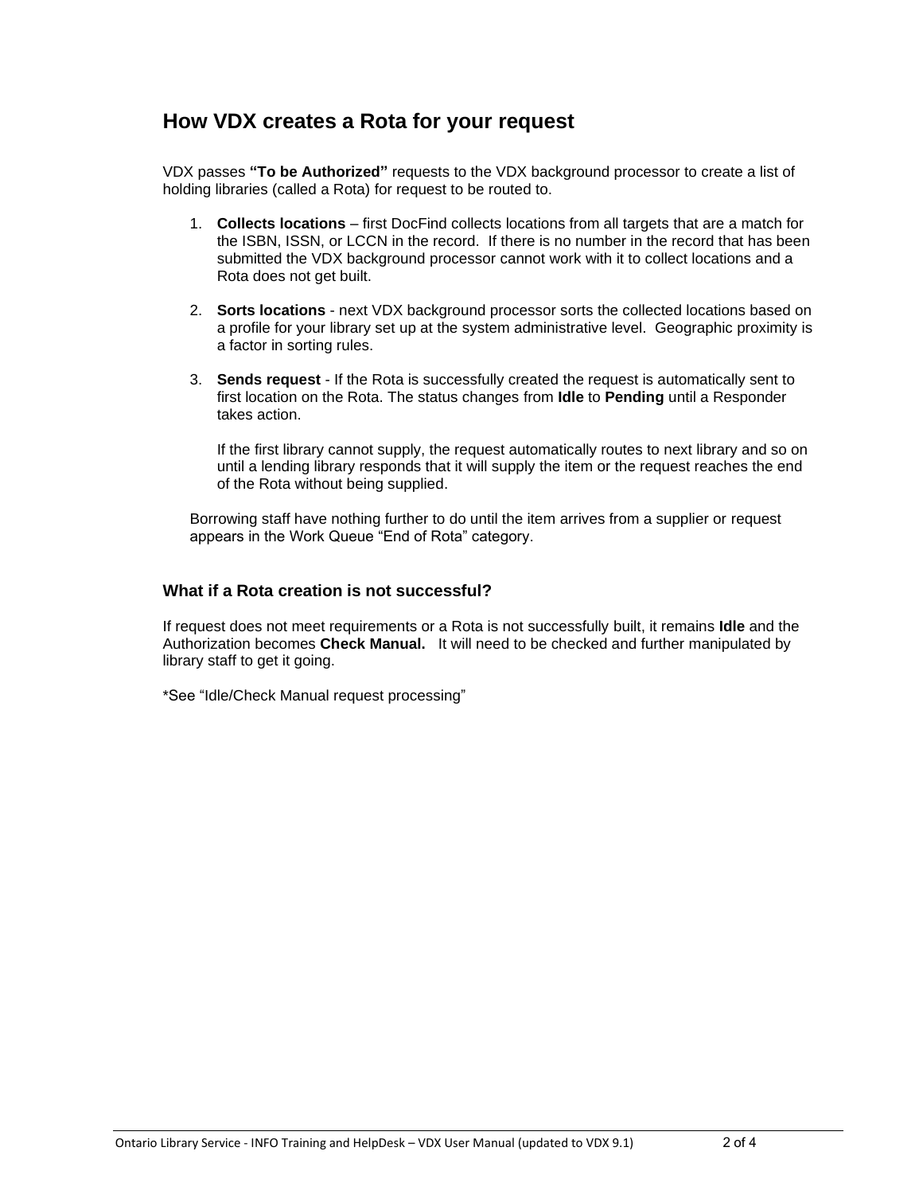## How VDX creates a Rota for your request

VDX passes **"To be Authorized"** requests to the VDX background processor to create a list of holding libraries (called a Rota) for request to be routed to.

1. **Collects locations** – first DocFind collects locations from all targets that are a match for the ISBN, ISSN, or LCCN in the record. If there is no number in the record that has been submitted the VDX background processor cannot work with it to collect locations and a Rota does not get built.

2. **Sorts locations** - next VDX background processor sorts the collected locations based on a profile for your library set up at the system administrative level. Geographic proximity is a factor in sorting rules.

3. **Sends request** - If the Rota is successfully created the request is automatically sent to first location on the Rota. The status changes from **Idle** to **Pending** until a Responder takes action.

   If the first library cannot supply, the request automatically routes to next library and so on until a lending library responds that it will supply the item or the request reaches the end of the Rota without being supplied.

Borrowing staff have nothing further to do until the item arrives from a supplier or request appears in the Work Queue "End of Rota" category.

### What if a Rota creation is not successful?

If request does not meet requirements or a Rota is not successfully built, it remains **Idle** and the Authorization becomes **Check Manual.** It will need to be checked and further manipulated by library staff to get it going.

*See "Idle/Check Manual request processing"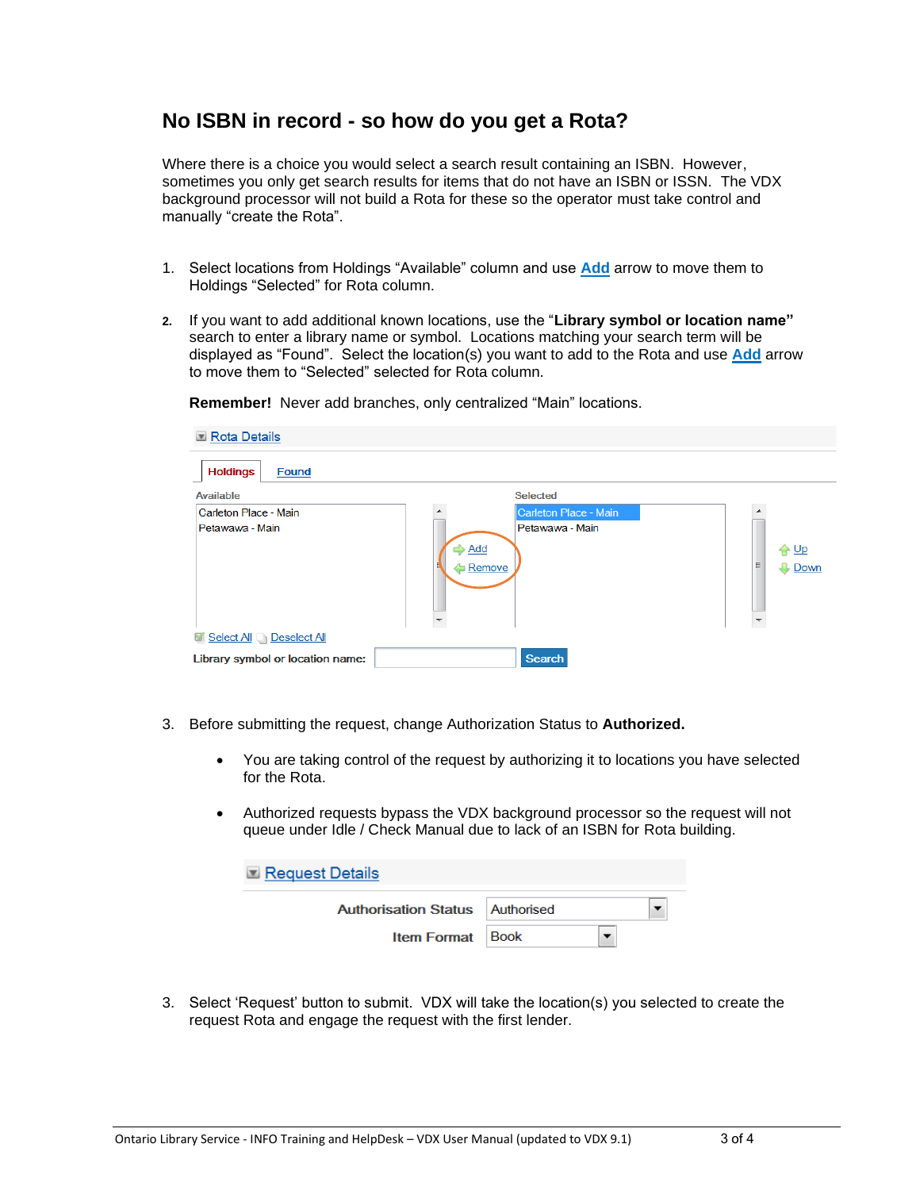## No ISBN in record - so how do you get a Rota?

Where there is a choice you would select a search result containing an ISBN. However, sometimes you only get search results for items that do not have an ISBN or ISSN. The VDX background processor will not build a Rota for these so the operator must take control and manually "create the Rota".

1. Select locations from Holdings "Available" column and use **Add** arrow to move them to Holdings "Selected" for Rota column.

2. If you want to add additional known locations, use the "**Library symbol or location name"** search to enter a library name or symbol. Locations matching your search term will be displayed as "Found". Select the location(s) you want to add to the Rota and use **Add** arrow to move them to "Selected" selected for Rota column.

   **Remember!** Never add branches, only centralized "Main" locations.

   Rota Details

   Holdings | Found

   Available: Carleton Place - Main, Petawawa - Main

   Add / Remove

   Selected: Carleton Place - Main, Petawawa - Main

   Up / Down

   Select All | Deselect All

   Library symbol or location name: [ ] Search

3. Before submitting the request, change Authorization Status to **Authorized.**

   - You are taking control of the request by authorizing it to locations you have selected for the Rota.
   - Authorized requests bypass the VDX background processor so the request will not queue under Idle / Check Manual due to lack of an ISBN for Rota building.

   Request Details

   Authorisation Status: Authorised

   Item Format: Book

3. Select 'Request' button to submit. VDX will take the location(s) you selected to create the request Rota and engage the request with the first lender.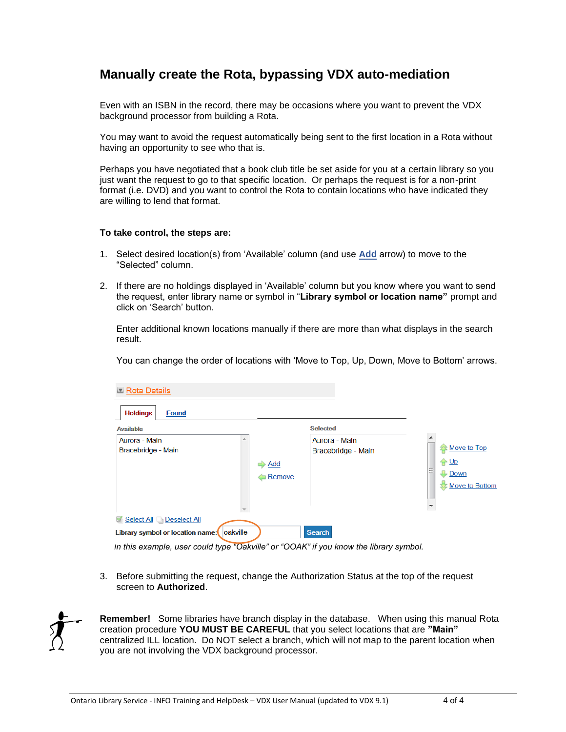## Manually create the Rota, bypassing VDX auto-mediation

Even with an ISBN in the record, there may be occasions where you want to prevent the VDX background processor from building a Rota.

You may want to avoid the request automatically being sent to the first location in a Rota without having an opportunity to see who that is.

Perhaps you have negotiated that a book club title be set aside for you at a certain library so you just want the request to go to that specific location. Or perhaps the request is for a non-print format (i.e. DVD) and you want to control the Rota to contain locations who have indicated they are willing to lend that format.

**To take control, the steps are:**

1. Select desired location(s) from 'Available' column (and use **Add** arrow) to move to the "Selected" column.

2. If there are no holdings displayed in 'Available' column but you know where you want to send the request, enter library name or symbol in "**Library symbol or location name"** prompt and click on 'Search' button.

   Enter additional known locations manually if there are more than what displays in the search result.

   You can change the order of locations with 'Move to Top, Up, Down, Move to Bottom' arrows.

   Rota Details

   Holdings Found

   Available
   Aurora - Main
   Bracebridge - Main

   Add
   Remove

   Selected
   Aurora - Main
   Bracebridge - Main

   Move to Top
   Up
   Down
   Move to Bottom

   Select All Deselect All

   Library symbol or location name: oakville Search

   *In this example, user could type "Oakville" or "OOAK" if you know the library symbol.*

3. Before submitting the request, change the Authorization Status at the top of the request screen to **Authorized**.

**Remember!** Some libraries have branch display in the database. When using this manual Rota creation procedure **YOU MUST BE CAREFUL** that you select locations that are **"Main"** centralized ILL location. Do NOT select a branch, which will not map to the parent location when you are not involving the VDX background processor.